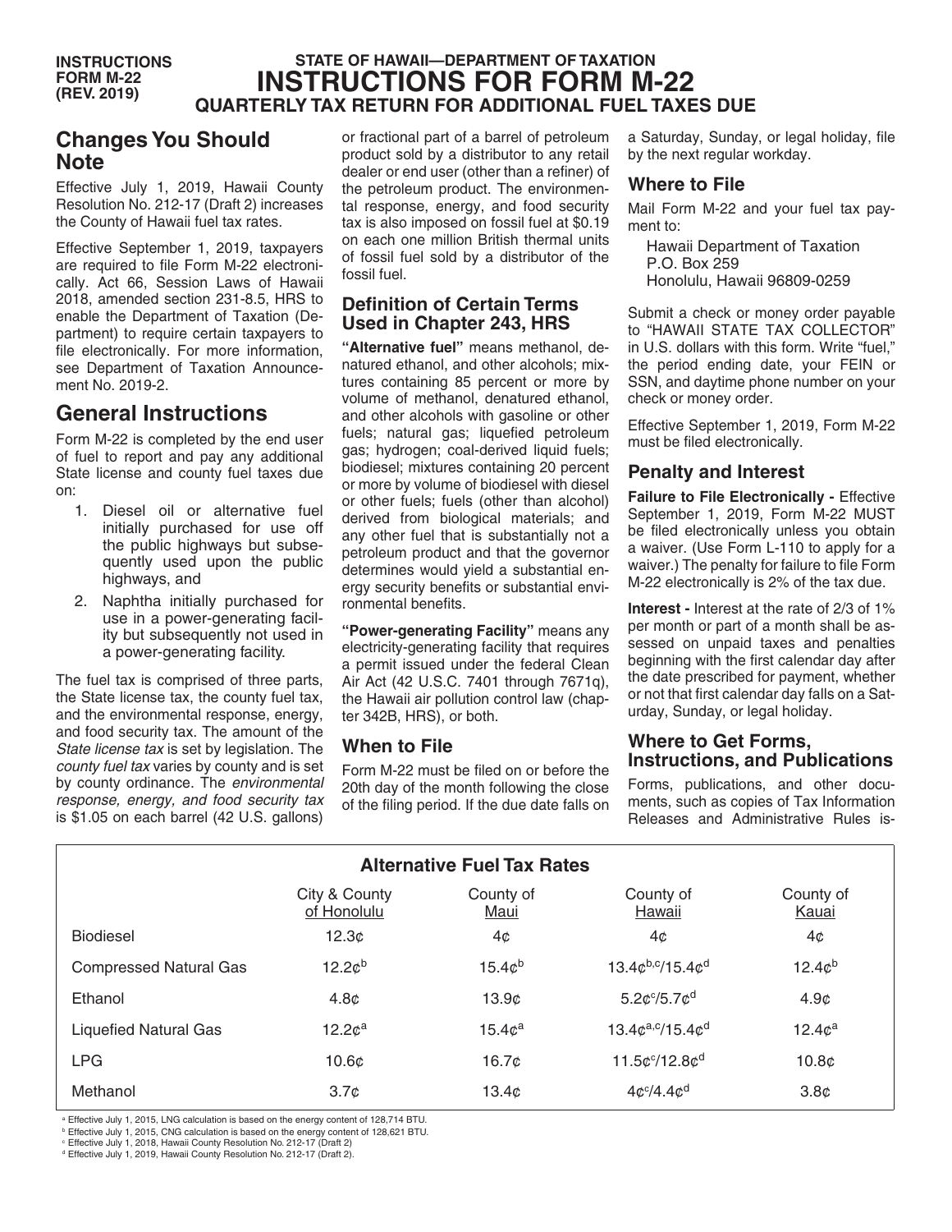INSTRUCTIONS FORM M-22 (REV. 2019)

# STATE OF HAWAII—DEPARTMENT OF TAXATION
# INSTRUCTIONS FOR FORM M-22
## QUARTERLY TAX RETURN FOR ADDITIONAL FUEL TAXES DUE

## Changes You Should Note

Effective July 1, 2019, Hawaii County Resolution No. 212-17 (Draft 2) increases the County of Hawaii fuel tax rates.

Effective September 1, 2019, taxpayers are required to file Form M-22 electronically. Act 66, Session Laws of Hawaii 2018, amended section 231-8.5, HRS to enable the Department of Taxation (Department) to require certain taxpayers to file electronically. For more information, see Department of Taxation Announcement No. 2019-2.

## General Instructions

Form M-22 is completed by the end user of fuel to report and pay any additional State license and county fuel taxes due on:

1. Diesel oil or alternative fuel initially purchased for use off the public highways but subsequently used upon the public highways, and
2. Naphtha initially purchased for use in a power-generating facility but subsequently not used in a power-generating facility.

The fuel tax is comprised of three parts, the State license tax, the county fuel tax, and the environmental response, energy, and food security tax. The amount of the *State license tax* is set by legislation. The *county fuel tax* varies by county and is set by county ordinance. The *environmental response, energy, and food security tax* is $1.05 on each barrel (42 U.S. gallons) or fractional part of a barrel of petroleum product sold by a distributor to any retail dealer or end user (other than a refiner) of the petroleum product. The environmental response, energy, and food security tax is also imposed on fossil fuel at $0.19 on each one million British thermal units of fossil fuel sold by a distributor of the fossil fuel.

### Definition of Certain Terms Used in Chapter 243, HRS

**"Alternative fuel"** means methanol, denatured ethanol, and other alcohols; mixtures containing 85 percent or more by volume of methanol, denatured ethanol, and other alcohols with gasoline or other fuels; natural gas; liquefied petroleum gas; hydrogen; coal-derived liquid fuels; biodiesel; mixtures containing 20 percent or more by volume of biodiesel with diesel or other fuels; fuels (other than alcohol) derived from biological materials; and any other fuel that is substantially not a petroleum product and that the governor determines would yield a substantial energy security benefits or substantial environmental benefits.

**"Power-generating Facility"** means any electricity-generating facility that requires a permit issued under the federal Clean Air Act (42 U.S.C. 7401 through 7671q), the Hawaii air pollution control law (chapter 342B, HRS), or both.

### When to File

Form M-22 must be filed on or before the 20th day of the month following the close of the filing period. If the due date falls on a Saturday, Sunday, or legal holiday, file by the next regular workday.

### Where to File

Mail Form M-22 and your fuel tax payment to:

Hawaii Department of Taxation
P.O. Box 259
Honolulu, Hawaii 96809-0259

Submit a check or money order payable to "HAWAII STATE TAX COLLECTOR" in U.S. dollars with this form. Write "fuel," the period ending date, your FEIN or SSN, and daytime phone number on your check or money order.

Effective September 1, 2019, Form M-22 must be filed electronically.

### Penalty and Interest

**Failure to File Electronically -** Effective September 1, 2019, Form M-22 MUST be filed electronically unless you obtain a waiver. (Use Form L-110 to apply for a waiver.) The penalty for failure to file Form M-22 electronically is 2% of the tax due.

**Interest -** Interest at the rate of 2/3 of 1% per month or part of a month shall be assessed on unpaid taxes and penalties beginning with the first calendar day after the date prescribed for payment, whether or not that first calendar day falls on a Saturday, Sunday, or legal holiday.

### Where to Get Forms, Instructions, and Publications

Forms, publications, and other documents, such as copies of Tax Information Releases and Administrative Rules is-

**Alternative Fuel Tax Rates**

| | City & County of Honolulu | County of Maui | County of Hawaii | County of Kauai |
|---|---|---|---|---|
| Biodiesel | 12.3¢ | 4¢ | 4¢ | 4¢ |
| Compressed Natural Gas | 12.2¢[b] | 15.4¢[b] | 13.4¢[b,c]/15.4¢[d] | 12.4¢[b] |
| Ethanol | 4.8¢ | 13.9¢ | 5.2¢[c]/5.7¢[d] | 4.9¢ |
| Liquefied Natural Gas | 12.2¢[a] | 15.4¢[a] | 13.4¢[a,c]/15.4¢[d] | 12.4¢[a] |
| LPG | 10.6¢ | 16.7¢ | 11.5¢[c]/12.8¢[d] | 10.8¢ |
| Methanol | 3.7¢ | 13.4¢ | 4¢[c]/4.4¢[d] | 3.8¢ |

[a] Effective July 1, 2015, LNG calculation is based on the energy content of 128,714 BTU.
[b] Effective July 1, 2015, CNG calculation is based on the energy content of 128,621 BTU.
[c] Effective July 1, 2018, Hawaii County Resolution No. 212-17 (Draft 2)
[d] Effective July 1, 2019, Hawaii County Resolution No. 212-17 (Draft 2).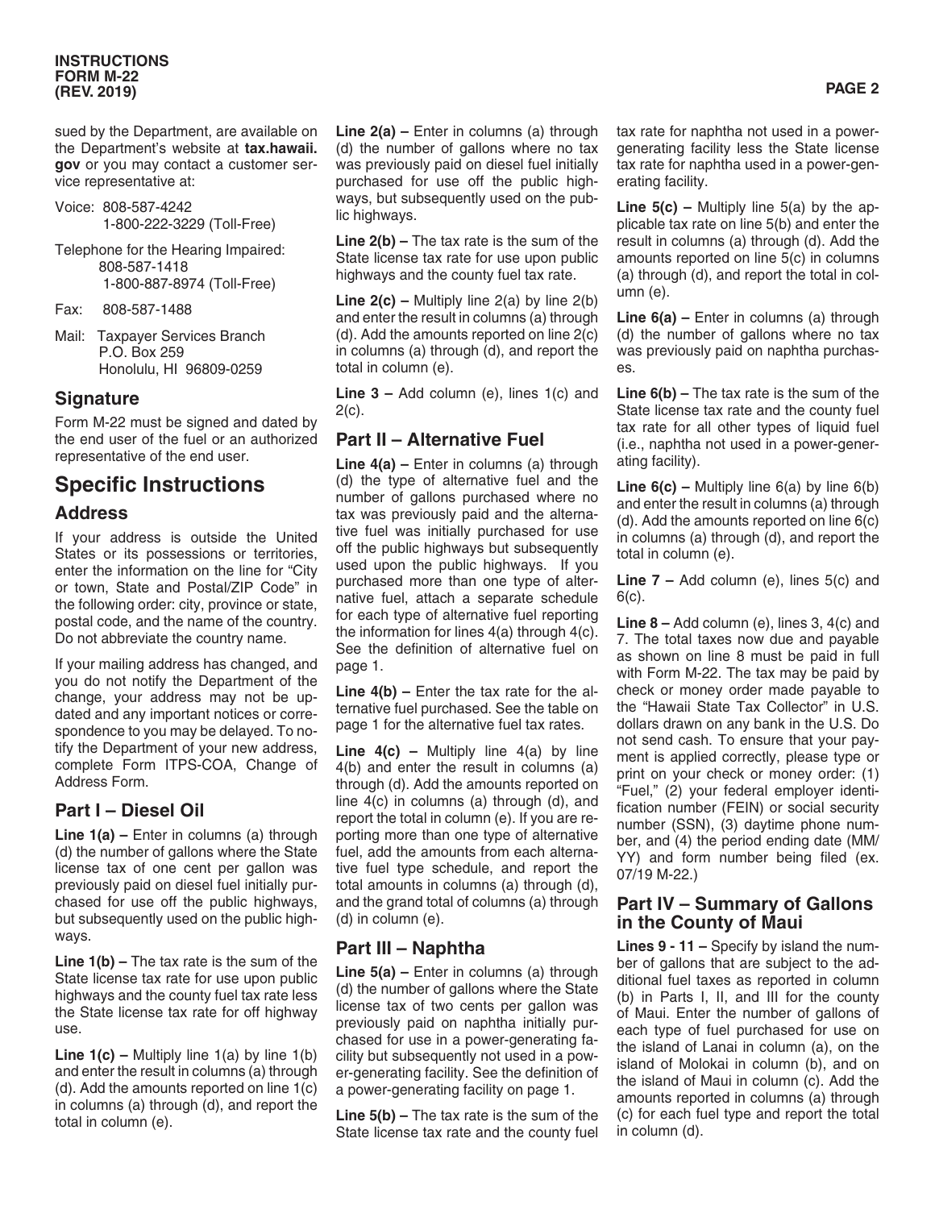sued by the Department, are available on the Department's website at **tax.hawaii.gov** or you may contact a customer service representative at:

Voice: 808-587-4242
1-800-222-3229 (Toll-Free)

Telephone for the Hearing Impaired:
808-587-1418
1-800-887-8974 (Toll-Free)

Fax: 808-587-1488

Mail: Taxpayer Services Branch
P.O. Box 259
Honolulu, HI 96809-0259

## Signature

Form M-22 must be signed and dated by the end user of the fuel or an authorized representative of the end user.

# Specific Instructions

## Address

If your address is outside the United States or its possessions or territories, enter the information on the line for "City or town, State and Postal/ZIP Code" in the following order: city, province or state, postal code, and the name of the country. Do not abbreviate the country name.

If your mailing address has changed, and you do not notify the Department of the change, your address may not be updated and any important notices or correspondence to you may be delayed. To notify the Department of your new address, complete Form ITPS-COA, Change of Address Form.

## Part I – Diesel Oil

**Line 1(a) –** Enter in columns (a) through (d) the number of gallons where the State license tax of one cent per gallon was previously paid on diesel fuel initially purchased for use off the public highways, but subsequently used on the public highways.

**Line 1(b) –** The tax rate is the sum of the State license tax rate for use upon public highways and the county fuel tax rate less the State license tax rate for off highway use.

**Line 1(c) –** Multiply line 1(a) by line 1(b) and enter the result in columns (a) through (d). Add the amounts reported on line 1(c) in columns (a) through (d), and report the total in column (e).

**Line 2(a) –** Enter in columns (a) through (d) the number of gallons where no tax was previously paid on diesel fuel initially purchased for use off the public highways, but subsequently used on the public highways.

**Line 2(b) –** The tax rate is the sum of the State license tax rate for use upon public highways and the county fuel tax rate.

**Line 2(c) –** Multiply line 2(a) by line 2(b) and enter the result in columns (a) through (d). Add the amounts reported on line 2(c) in columns (a) through (d), and report the total in column (e).

**Line 3 –** Add column (e), lines 1(c) and 2(c).

## Part II – Alternative Fuel

**Line 4(a) –** Enter in columns (a) through (d) the type of alternative fuel and the number of gallons purchased where no tax was previously paid and the alternative fuel was initially purchased for use off the public highways but subsequently used upon the public highways. If you purchased more than one type of alternative fuel, attach a separate schedule for each type of alternative fuel reporting the information for lines 4(a) through 4(c). See the definition of alternative fuel on page 1.

**Line 4(b) –** Enter the tax rate for the alternative fuel purchased. See the table on page 1 for the alternative fuel tax rates.

**Line 4(c) –** Multiply line 4(a) by line 4(b) and enter the result in columns (a) through (d). Add the amounts reported on line 4(c) in columns (a) through (d), and report the total in column (e). If you are reporting more than one type of alternative fuel, add the amounts from each alternative fuel type schedule, and report the total amounts in columns (a) through (d), and the grand total of columns (a) through (d) in column (e).

## Part III – Naphtha

**Line 5(a) –** Enter in columns (a) through (d) the number of gallons where the State license tax of two cents per gallon was previously paid on naphtha initially purchased for use in a power-generating facility but subsequently not used in a power-generating facility. See the definition of a power-generating facility on page 1.

**Line 5(b) –** The tax rate is the sum of the State license tax rate and the county fuel tax rate for naphtha not used in a power-generating facility less the State license tax rate for naphtha used in a power-generating facility.

**Line 5(c) –** Multiply line 5(a) by the applicable tax rate on line 5(b) and enter the result in columns (a) through (d). Add the amounts reported on line 5(c) in columns (a) through (d), and report the total in column (e).

**Line 6(a) –** Enter in columns (a) through (d) the number of gallons where no tax was previously paid on naphtha purchases.

**Line 6(b) –** The tax rate is the sum of the State license tax rate and the county fuel tax rate for all other types of liquid fuel (i.e., naphtha not used in a power-generating facility).

**Line 6(c) –** Multiply line 6(a) by line 6(b) and enter the result in columns (a) through (d). Add the amounts reported on line 6(c) in columns (a) through (d), and report the total in column (e).

**Line 7 –** Add column (e), lines 5(c) and 6(c).

**Line 8 –** Add column (e), lines 3, 4(c) and 7. The total taxes now due and payable as shown on line 8 must be paid in full with Form M-22. The tax may be paid by check or money order made payable to the "Hawaii State Tax Collector" in U.S. dollars drawn on any bank in the U.S. Do not send cash. To ensure that your payment is applied correctly, please type or print on your check or money order: (1) "Fuel," (2) your federal employer identification number (FEIN) or social security number (SSN), (3) daytime phone number, and (4) the period ending date (MM/YY) and form number being filed (ex. 07/19 M-22.)

## Part IV – Summary of Gallons in the County of Maui

**Lines 9 - 11 –** Specify by island the number of gallons that are subject to the additional fuel taxes as reported in column (b) in Parts I, II, and III for the county of Maui. Enter the number of gallons of each type of fuel purchased for use on the island of Lanai in column (a), on the island of Molokai in column (b), and on the island of Maui in column (c). Add the amounts reported in columns (a) through (c) for each fuel type and report the total in column (d).